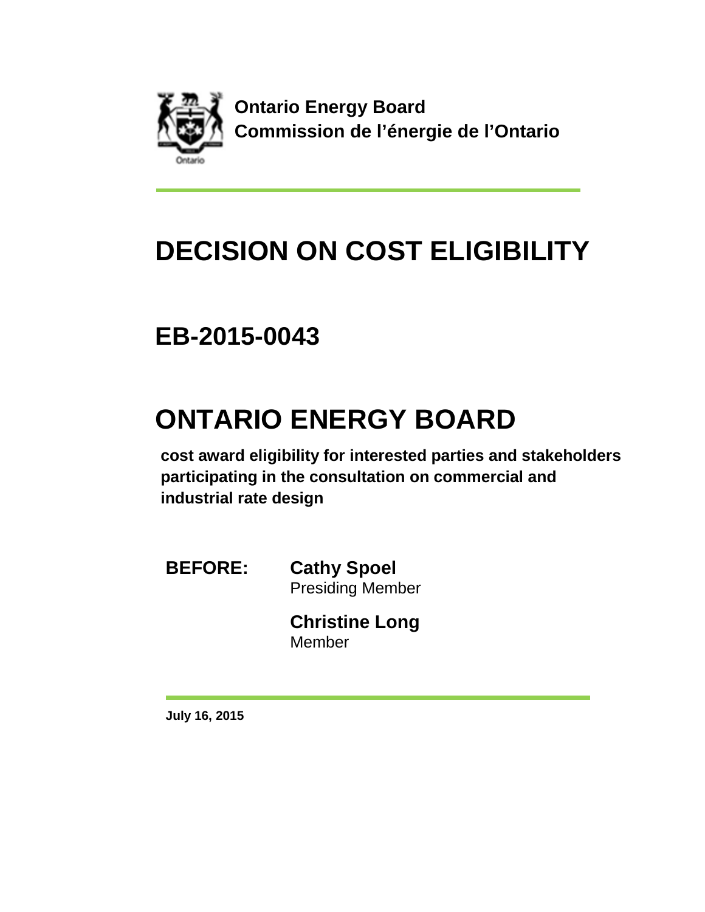**Ontario Energy Board**
**Commission de l'énergie de l'Ontario**

# DECISION ON COST ELIGIBILITY

## EB-2015-0043

# ONTARIO ENERGY BOARD

**cost award eligibility for interested parties and stakeholders participating in the consultation on commercial and industrial rate design**

**BEFORE:** **Cathy Spoel**
Presiding Member

**Christine Long**
Member

**July 16, 2015**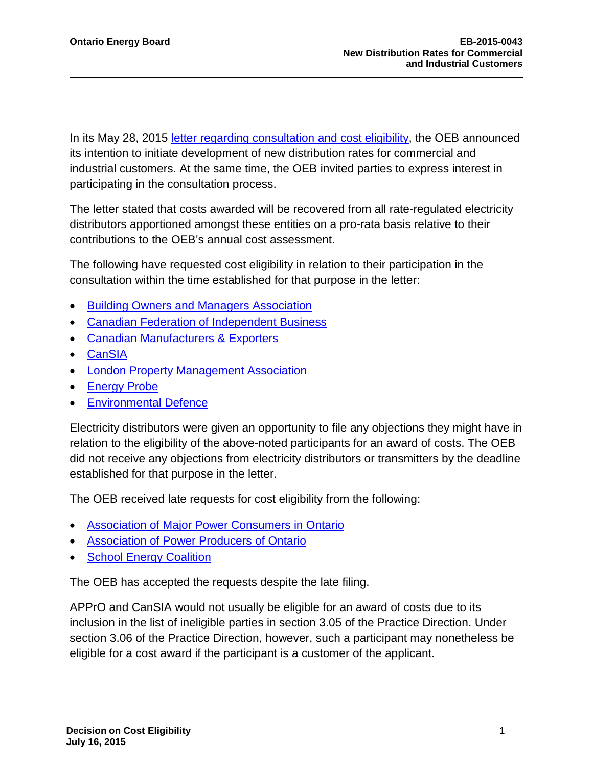In its May 28, 2015 letter regarding consultation and cost eligibility, the OEB announced its intention to initiate development of new distribution rates for commercial and industrial customers. At the same time, the OEB invited parties to express interest in participating in the consultation process.

The letter stated that costs awarded will be recovered from all rate-regulated electricity distributors apportioned amongst these entities on a pro-rata basis relative to their contributions to the OEB's annual cost assessment.

The following have requested cost eligibility in relation to their participation in the consultation within the time established for that purpose in the letter:

- Building Owners and Managers Association
- Canadian Federation of Independent Business
- Canadian Manufacturers & Exporters
- CanSIA
- London Property Management Association
- Energy Probe
- Environmental Defence

Electricity distributors were given an opportunity to file any objections they might have in relation to the eligibility of the above-noted participants for an award of costs. The OEB did not receive any objections from electricity distributors or transmitters by the deadline established for that purpose in the letter.

The OEB received late requests for cost eligibility from the following:

- Association of Major Power Consumers in Ontario
- Association of Power Producers of Ontario
- School Energy Coalition

The OEB has accepted the requests despite the late filing.

APPrO and CanSIA would not usually be eligible for an award of costs due to its inclusion in the list of ineligible parties in section 3.05 of the Practice Direction. Under section 3.06 of the Practice Direction, however, such a participant may nonetheless be eligible for a cost award if the participant is a customer of the applicant.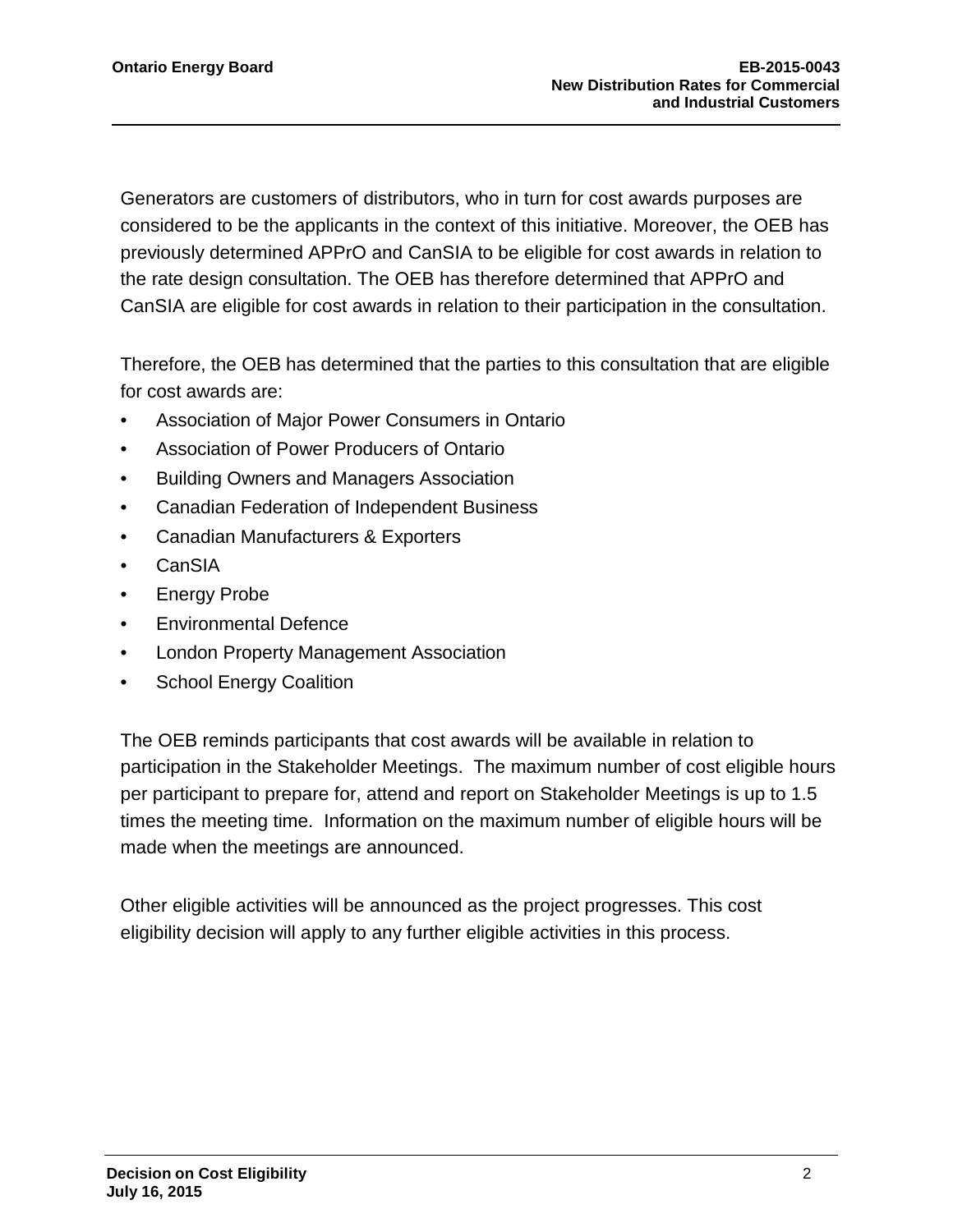Generators are customers of distributors, who in turn for cost awards purposes are considered to be the applicants in the context of this initiative. Moreover, the OEB has previously determined APPrO and CanSIA to be eligible for cost awards in relation to the rate design consultation. The OEB has therefore determined that APPrO and CanSIA are eligible for cost awards in relation to their participation in the consultation.

Therefore, the OEB has determined that the parties to this consultation that are eligible for cost awards are:

- Association of Major Power Consumers in Ontario
- Association of Power Producers of Ontario
- Building Owners and Managers Association
- Canadian Federation of Independent Business
- Canadian Manufacturers & Exporters
- CanSIA
- Energy Probe
- Environmental Defence
- London Property Management Association
- School Energy Coalition

The OEB reminds participants that cost awards will be available in relation to participation in the Stakeholder Meetings. The maximum number of cost eligible hours per participant to prepare for, attend and report on Stakeholder Meetings is up to 1.5 times the meeting time. Information on the maximum number of eligible hours will be made when the meetings are announced.

Other eligible activities will be announced as the project progresses. This cost eligibility decision will apply to any further eligible activities in this process.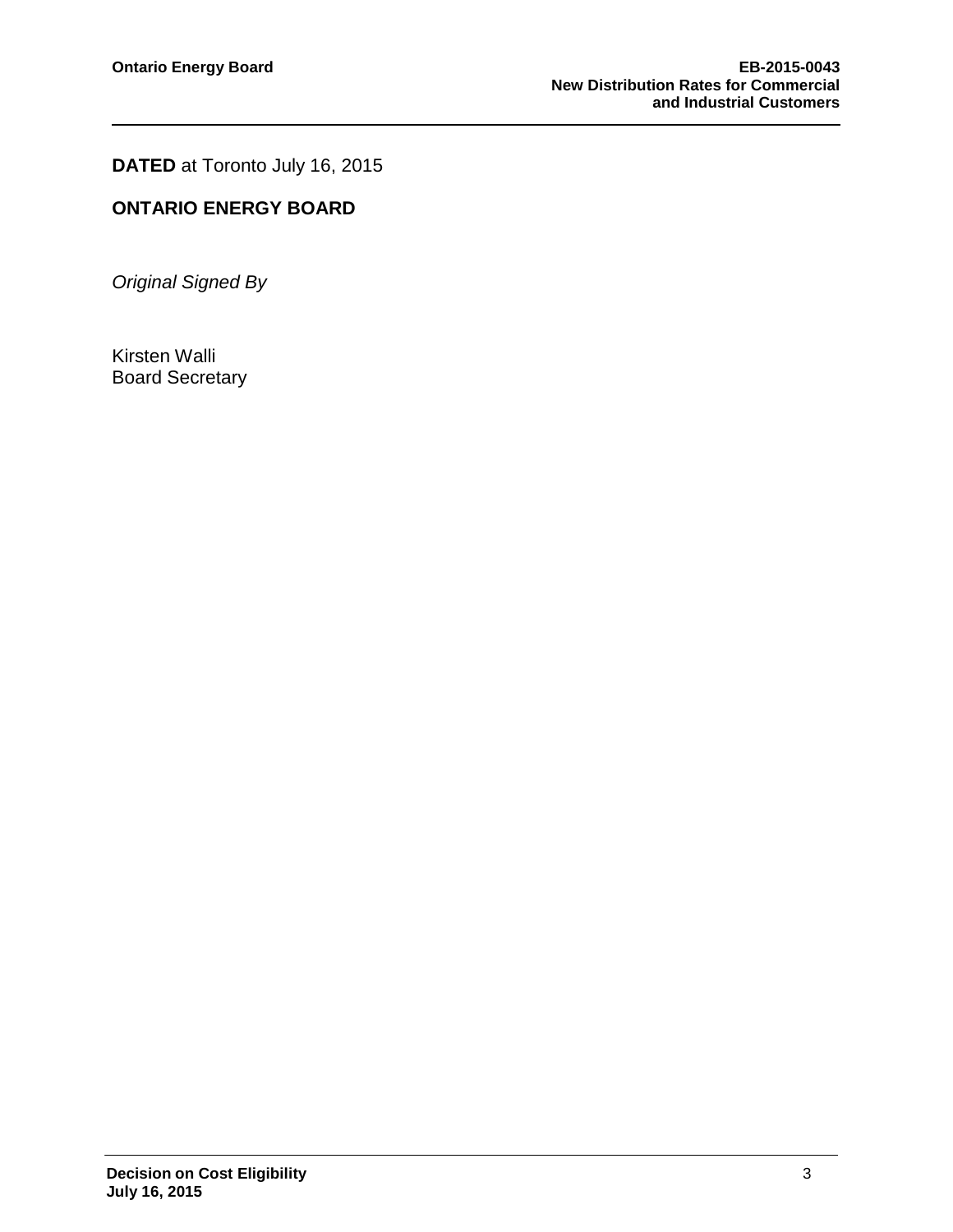**DATED** at Toronto July 16, 2015

**ONTARIO ENERGY BOARD**

*Original Signed By*

Kirsten Walli
Board Secretary